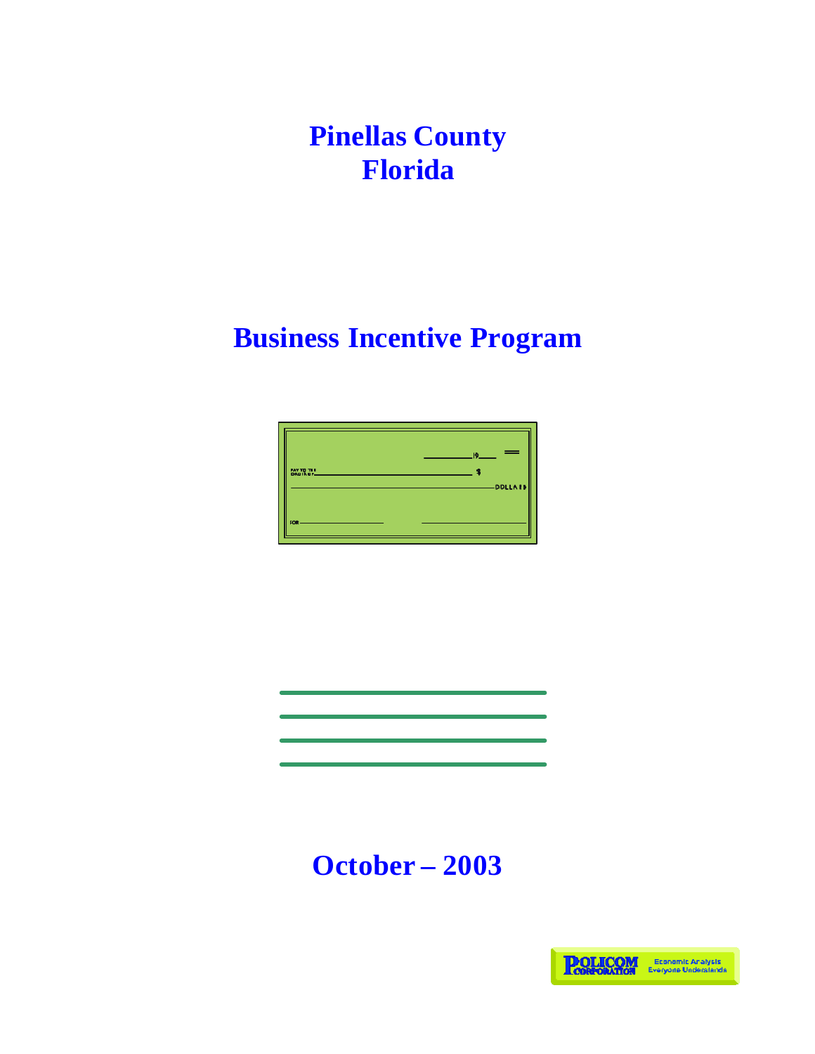# Pinellas County
# Florida

## Business Incentive Program

## October – 2003

POLICOM CORPORATION
Economic Analysis Everyone Understands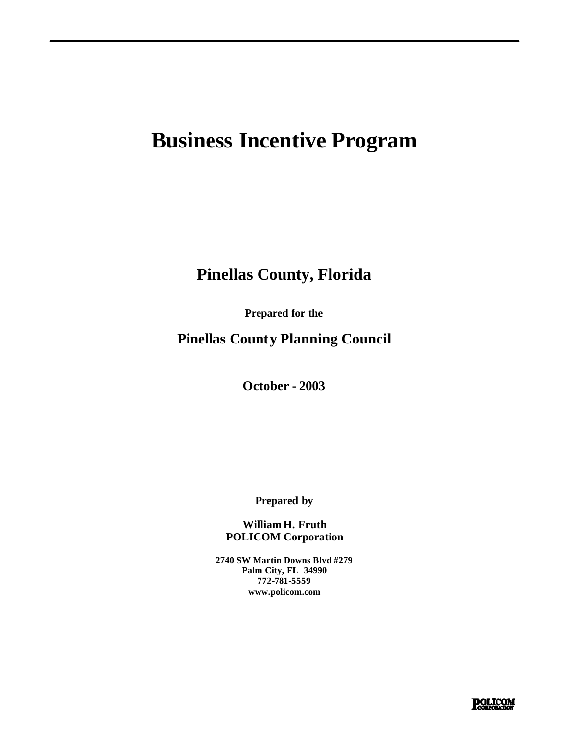# Business Incentive Program

## Pinellas County, Florida

**Prepared for the**

## Pinellas County Planning Council

**October - 2003**

**Prepared by**

**William H. Fruth**
**POLICOM Corporation**

**2740 SW Martin Downs Blvd #279**
**Palm City, FL 34990**
**772-781-5559**
**www.policom.com**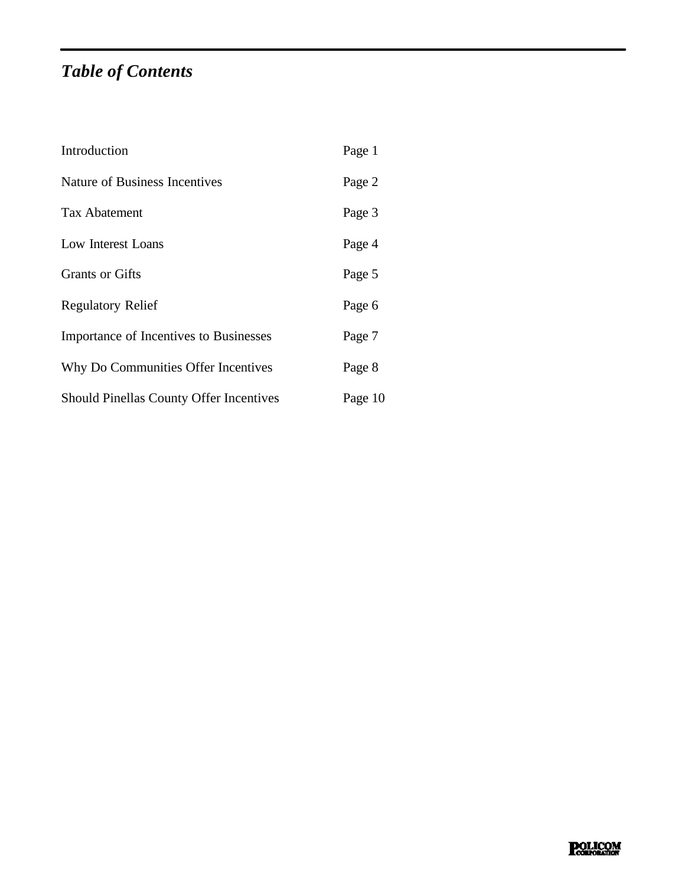# *Table of Contents*

| | |
|---|---|
| Introduction | Page 1 |
| Nature of Business Incentives | Page 2 |
| Tax Abatement | Page 3 |
| Low Interest Loans | Page 4 |
| Grants or Gifts | Page 5 |
| Regulatory Relief | Page 6 |
| Importance of Incentives to Businesses | Page 7 |
| Why Do Communities Offer Incentives | Page 8 |
| Should Pinellas County Offer Incentives | Page 10 |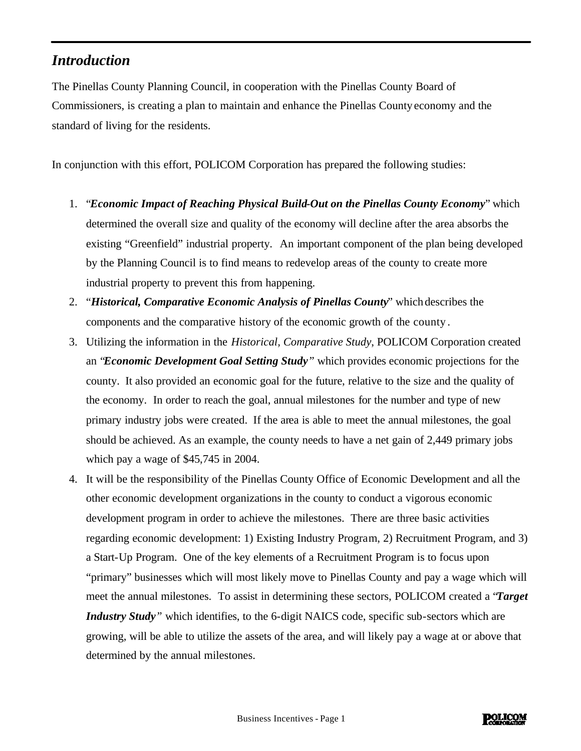## *Introduction*

The Pinellas County Planning Council, in cooperation with the Pinellas County Board of Commissioners, is creating a plan to maintain and enhance the Pinellas County economy and the standard of living for the residents.

In conjunction with this effort, POLICOM Corporation has prepared the following studies:

1. "***Economic Impact of Reaching Physical Build-Out on the Pinellas County Economy***" which determined the overall size and quality of the economy will decline after the area absorbs the existing "Greenfield" industrial property. An important component of the plan being developed by the Planning Council is to find means to redevelop areas of the county to create more industrial property to prevent this from happening.
2. "***Historical, Comparative Economic Analysis of Pinellas County***" which describes the components and the comparative history of the economic growth of the county.
3. Utilizing the information in the *Historical, Comparative Study*, POLICOM Corporation created an "***Economic Development Goal Setting Study***" which provides economic projections for the county. It also provided an economic goal for the future, relative to the size and the quality of the economy. In order to reach the goal, annual milestones for the number and type of new primary industry jobs were created. If the area is able to meet the annual milestones, the goal should be achieved. As an example, the county needs to have a net gain of 2,449 primary jobs which pay a wage of $45,745 in 2004.
4. It will be the responsibility of the Pinellas County Office of Economic Development and all the other economic development organizations in the county to conduct a vigorous economic development program in order to achieve the milestones. There are three basic activities regarding economic development: 1) Existing Industry Program, 2) Recruitment Program, and 3) a Start-Up Program. One of the key elements of a Recruitment Program is to focus upon "primary" businesses which will most likely move to Pinellas County and pay a wage which will meet the annual milestones. To assist in determining these sectors, POLICOM created a "***Target Industry Study***" which identifies, to the 6-digit NAICS code, specific sub-sectors which are growing, will be able to utilize the assets of the area, and will likely pay a wage at or above that determined by the annual milestones.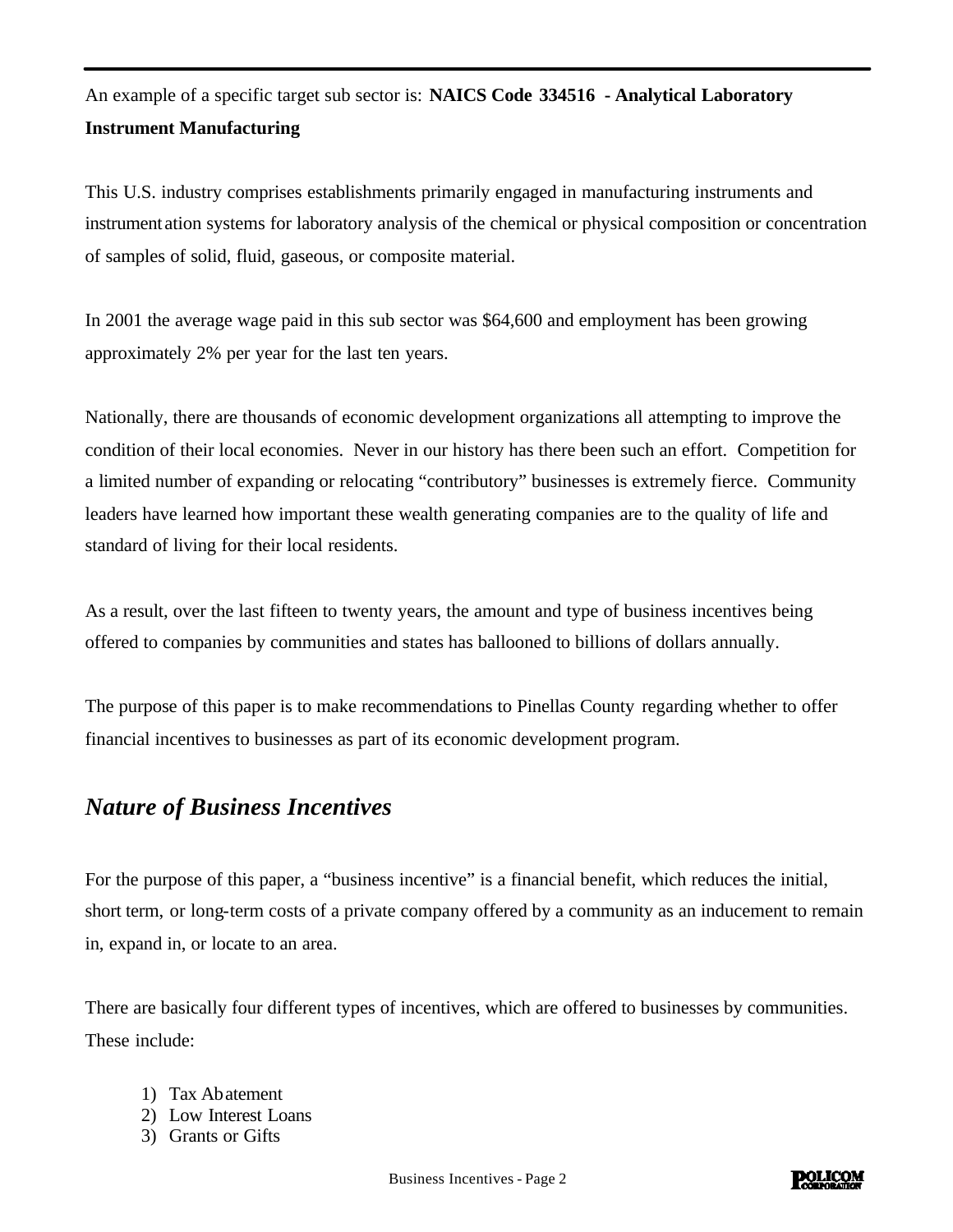An example of a specific target sub sector is: **NAICS Code 334516 - Analytical Laboratory Instrument Manufacturing**

This U.S. industry comprises establishments primarily engaged in manufacturing instruments and instrumentation systems for laboratory analysis of the chemical or physical composition or concentration of samples of solid, fluid, gaseous, or composite material.

In 2001 the average wage paid in this sub sector was $64,600 and employment has been growing approximately 2% per year for the last ten years.

Nationally, there are thousands of economic development organizations all attempting to improve the condition of their local economies. Never in our history has there been such an effort. Competition for a limited number of expanding or relocating "contributory" businesses is extremely fierce. Community leaders have learned how important these wealth generating companies are to the quality of life and standard of living for their local residents.

As a result, over the last fifteen to twenty years, the amount and type of business incentives being offered to companies by communities and states has ballooned to billions of dollars annually.

The purpose of this paper is to make recommendations to Pinellas County regarding whether to offer financial incentives to businesses as part of its economic development program.

## *Nature of Business Incentives*

For the purpose of this paper, a "business incentive" is a financial benefit, which reduces the initial, short term, or long-term costs of a private company offered by a community as an inducement to remain in, expand in, or locate to an area.

There are basically four different types of incentives, which are offered to businesses by communities. These include:

1) Tax Abatement
2) Low Interest Loans
3) Grants or Gifts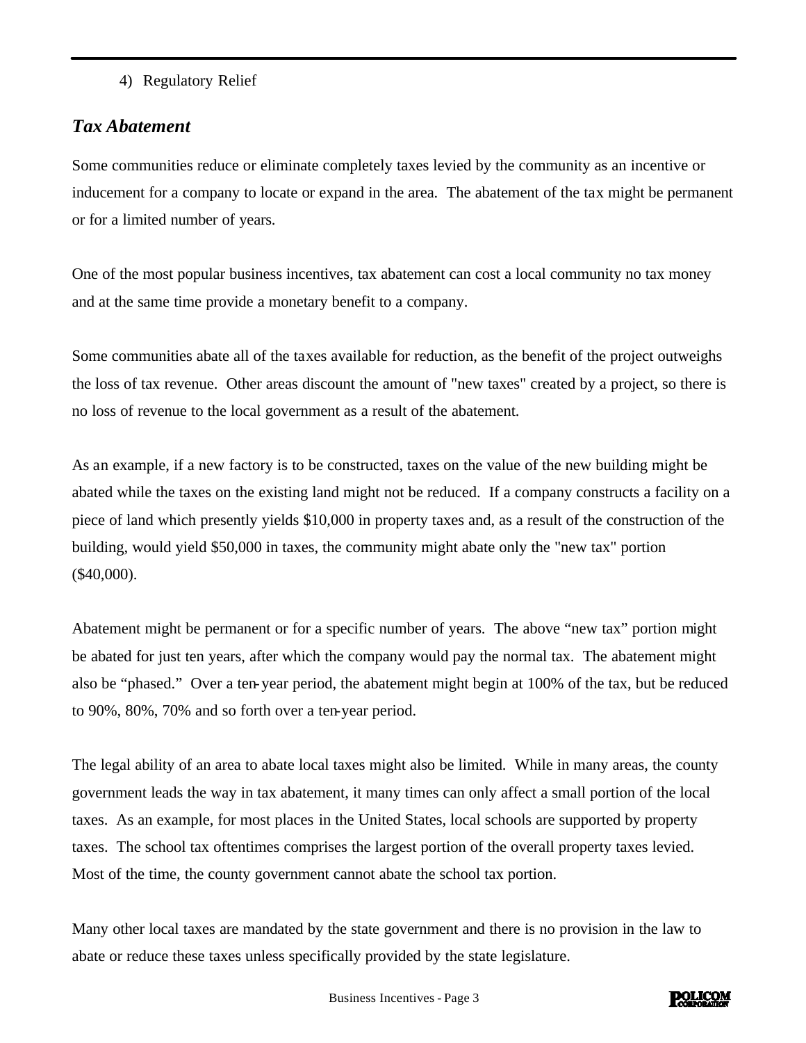4) Regulatory Relief

### *Tax Abatement*

Some communities reduce or eliminate completely taxes levied by the community as an incentive or inducement for a company to locate or expand in the area. The abatement of the tax might be permanent or for a limited number of years.

One of the most popular business incentives, tax abatement can cost a local community no tax money and at the same time provide a monetary benefit to a company.

Some communities abate all of the taxes available for reduction, as the benefit of the project outweighs the loss of tax revenue. Other areas discount the amount of "new taxes" created by a project, so there is no loss of revenue to the local government as a result of the abatement.

As an example, if a new factory is to be constructed, taxes on the value of the new building might be abated while the taxes on the existing land might not be reduced. If a company constructs a facility on a piece of land which presently yields $10,000 in property taxes and, as a result of the construction of the building, would yield $50,000 in taxes, the community might abate only the "new tax" portion ($40,000).

Abatement might be permanent or for a specific number of years. The above "new tax" portion might be abated for just ten years, after which the company would pay the normal tax. The abatement might also be "phased." Over a ten-year period, the abatement might begin at 100% of the tax, but be reduced to 90%, 80%, 70% and so forth over a ten-year period.

The legal ability of an area to abate local taxes might also be limited. While in many areas, the county government leads the way in tax abatement, it many times can only affect a small portion of the local taxes. As an example, for most places in the United States, local schools are supported by property taxes. The school tax oftentimes comprises the largest portion of the overall property taxes levied. Most of the time, the county government cannot abate the school tax portion.

Many other local taxes are mandated by the state government and there is no provision in the law to abate or reduce these taxes unless specifically provided by the state legislature.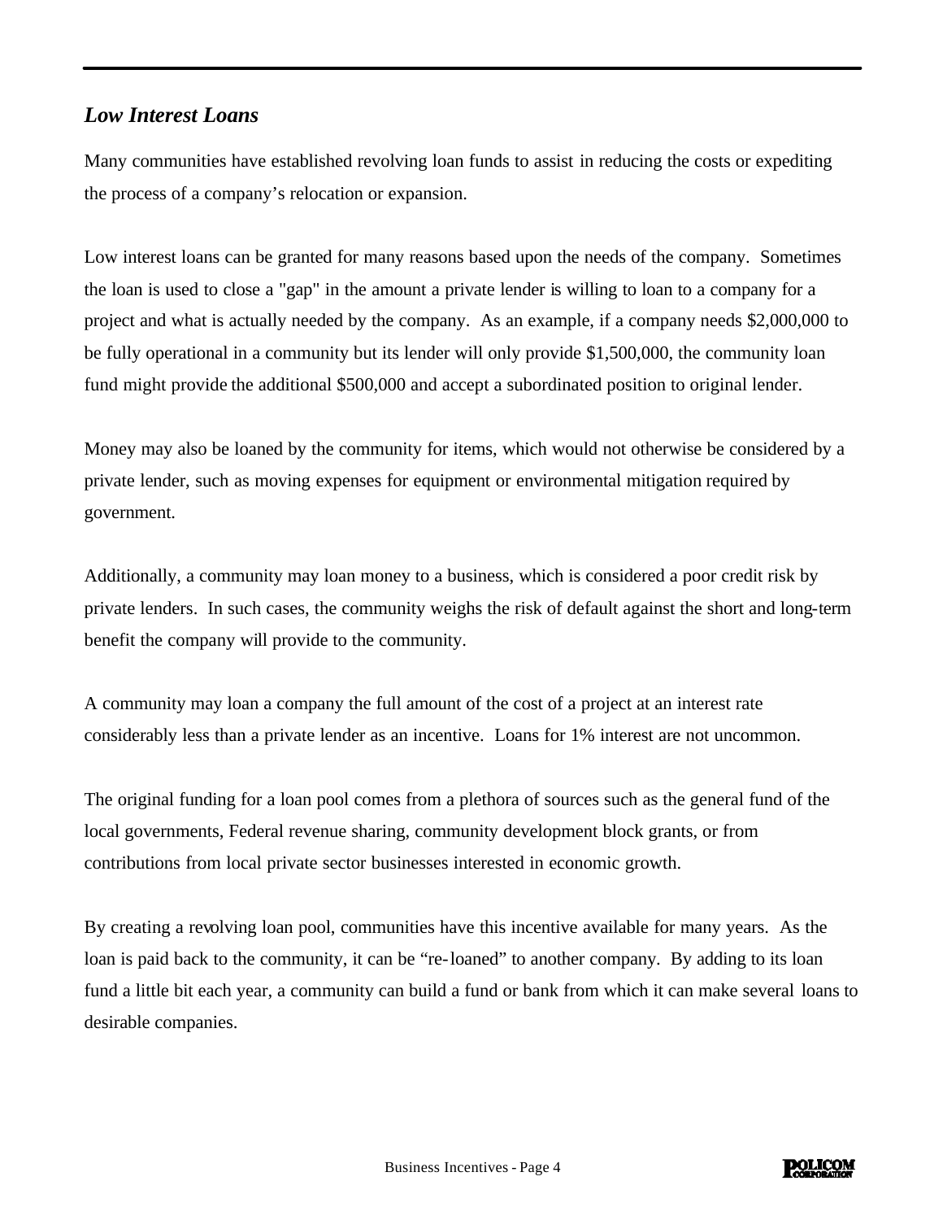## *Low Interest Loans*

Many communities have established revolving loan funds to assist in reducing the costs or expediting the process of a company's relocation or expansion.

Low interest loans can be granted for many reasons based upon the needs of the company. Sometimes the loan is used to close a "gap" in the amount a private lender is willing to loan to a company for a project and what is actually needed by the company. As an example, if a company needs $2,000,000 to be fully operational in a community but its lender will only provide $1,500,000, the community loan fund might provide the additional $500,000 and accept a subordinated position to original lender.

Money may also be loaned by the community for items, which would not otherwise be considered by a private lender, such as moving expenses for equipment or environmental mitigation required by government.

Additionally, a community may loan money to a business, which is considered a poor credit risk by private lenders. In such cases, the community weighs the risk of default against the short and long-term benefit the company will provide to the community.

A community may loan a company the full amount of the cost of a project at an interest rate considerably less than a private lender as an incentive. Loans for 1% interest are not uncommon.

The original funding for a loan pool comes from a plethora of sources such as the general fund of the local governments, Federal revenue sharing, community development block grants, or from contributions from local private sector businesses interested in economic growth.

By creating a revolving loan pool, communities have this incentive available for many years. As the loan is paid back to the community, it can be "re-loaned" to another company. By adding to its loan fund a little bit each year, a community can build a fund or bank from which it can make several loans to desirable companies.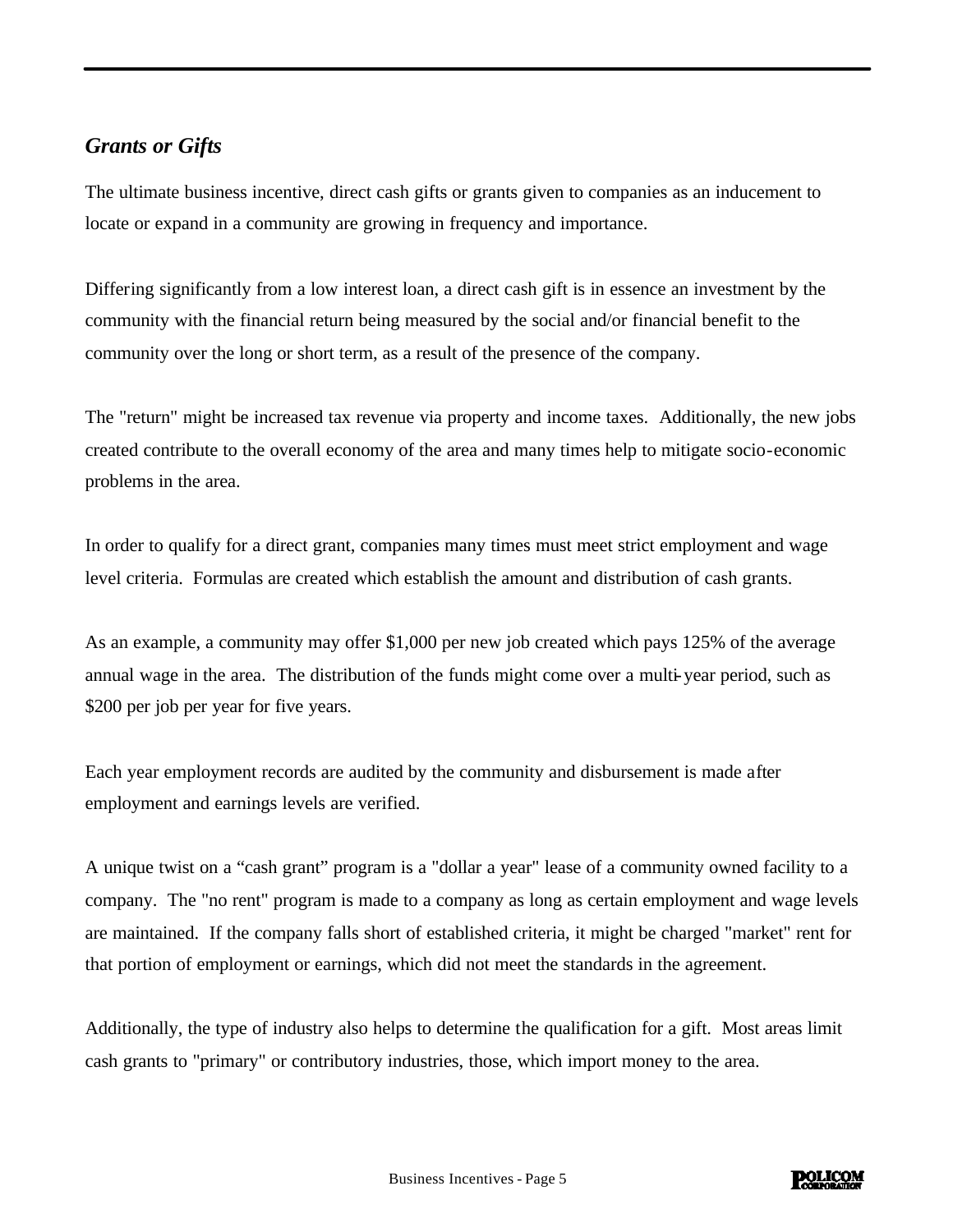## *Grants or Gifts*

The ultimate business incentive, direct cash gifts or grants given to companies as an inducement to locate or expand in a community are growing in frequency and importance.

Differing significantly from a low interest loan, a direct cash gift is in essence an investment by the community with the financial return being measured by the social and/or financial benefit to the community over the long or short term, as a result of the presence of the company.

The "return" might be increased tax revenue via property and income taxes. Additionally, the new jobs created contribute to the overall economy of the area and many times help to mitigate socio-economic problems in the area.

In order to qualify for a direct grant, companies many times must meet strict employment and wage level criteria. Formulas are created which establish the amount and distribution of cash grants.

As an example, a community may offer $1,000 per new job created which pays 125% of the average annual wage in the area. The distribution of the funds might come over a multi-year period, such as $200 per job per year for five years.

Each year employment records are audited by the community and disbursement is made after employment and earnings levels are verified.

A unique twist on a "cash grant" program is a "dollar a year" lease of a community owned facility to a company. The "no rent" program is made to a company as long as certain employment and wage levels are maintained. If the company falls short of established criteria, it might be charged "market" rent for that portion of employment or earnings, which did not meet the standards in the agreement.

Additionally, the type of industry also helps to determine the qualification for a gift. Most areas limit cash grants to "primary" or contributory industries, those, which import money to the area.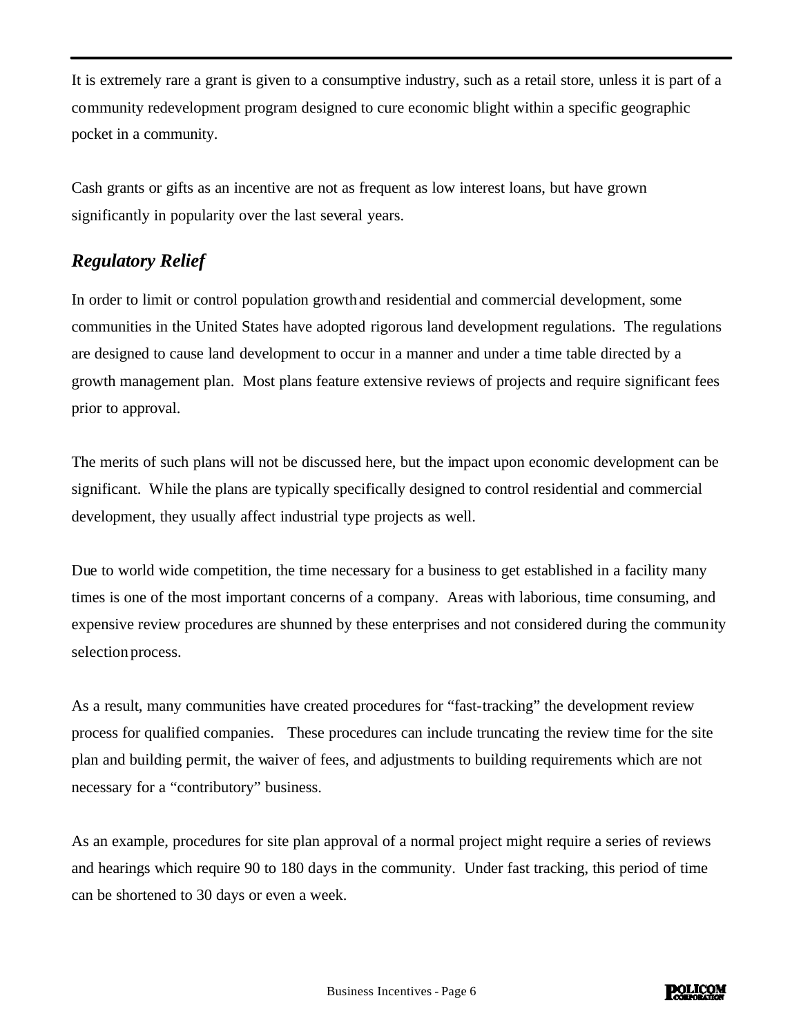It is extremely rare a grant is given to a consumptive industry, such as a retail store, unless it is part of a community redevelopment program designed to cure economic blight within a specific geographic pocket in a community.

Cash grants or gifts as an incentive are not as frequent as low interest loans, but have grown significantly in popularity over the last several years.

### *Regulatory Relief*

In order to limit or control population growth and residential and commercial development, some communities in the United States have adopted rigorous land development regulations. The regulations are designed to cause land development to occur in a manner and under a time table directed by a growth management plan. Most plans feature extensive reviews of projects and require significant fees prior to approval.

The merits of such plans will not be discussed here, but the impact upon economic development can be significant. While the plans are typically specifically designed to control residential and commercial development, they usually affect industrial type projects as well.

Due to world wide competition, the time necessary for a business to get established in a facility many times is one of the most important concerns of a company. Areas with laborious, time consuming, and expensive review procedures are shunned by these enterprises and not considered during the community selection process.

As a result, many communities have created procedures for "fast-tracking" the development review process for qualified companies. These procedures can include truncating the review time for the site plan and building permit, the waiver of fees, and adjustments to building requirements which are not necessary for a "contributory" business.

As an example, procedures for site plan approval of a normal project might require a series of reviews and hearings which require 90 to 180 days in the community. Under fast tracking, this period of time can be shortened to 30 days or even a week.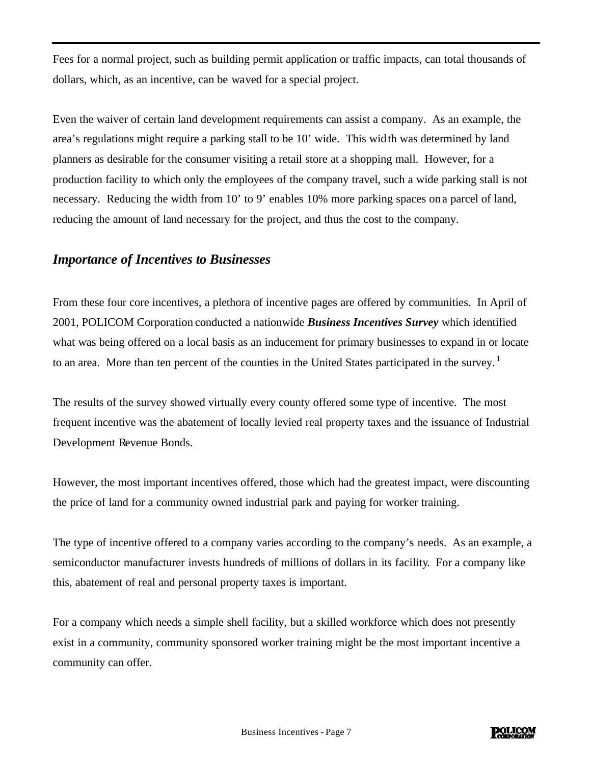Fees for a normal project, such as building permit application or traffic impacts, can total thousands of dollars, which, as an incentive, can be waved for a special project.

Even the waiver of certain land development requirements can assist a company. As an example, the area's regulations might require a parking stall to be 10' wide. This width was determined by land planners as desirable for the consumer visiting a retail store at a shopping mall. However, for a production facility to which only the employees of the company travel, such a wide parking stall is not necessary. Reducing the width from 10' to 9' enables 10% more parking spaces on a parcel of land, reducing the amount of land necessary for the project, and thus the cost to the company.

## *Importance of Incentives to Businesses*

From these four core incentives, a plethora of incentive pages are offered by communities. In April of 2001, POLICOM Corporation conducted a nationwide ***Business Incentives Survey*** which identified what was being offered on a local basis as an inducement for primary businesses to expand in or locate to an area. More than ten percent of the counties in the United States participated in the survey.[1]

The results of the survey showed virtually every county offered some type of incentive. The most frequent incentive was the abatement of locally levied real property taxes and the issuance of Industrial Development Revenue Bonds.

However, the most important incentives offered, those which had the greatest impact, were discounting the price of land for a community owned industrial park and paying for worker training.

The type of incentive offered to a company varies according to the company's needs. As an example, a semiconductor manufacturer invests hundreds of millions of dollars in its facility. For a company like this, abatement of real and personal property taxes is important.

For a company which needs a simple shell facility, but a skilled workforce which does not presently exist in a community, community sponsored worker training might be the most important incentive a community can offer.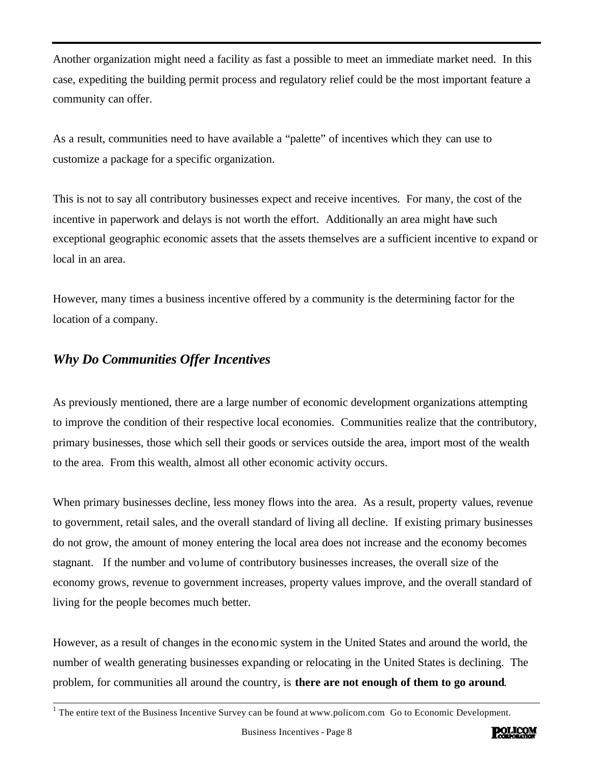Another organization might need a facility as fast a possible to meet an immediate market need. In this case, expediting the building permit process and regulatory relief could be the most important feature a community can offer.

As a result, communities need to have available a "palette" of incentives which they can use to customize a package for a specific organization.

This is not to say all contributory businesses expect and receive incentives. For many, the cost of the incentive in paperwork and delays is not worth the effort. Additionally an area might have such exceptional geographic economic assets that the assets themselves are a sufficient incentive to expand or local in an area.

However, many times a business incentive offered by a community is the determining factor for the location of a company.

### *Why Do Communities Offer Incentives*

As previously mentioned, there are a large number of economic development organizations attempting to improve the condition of their respective local economies. Communities realize that the contributory, primary businesses, those which sell their goods or services outside the area, import most of the wealth to the area. From this wealth, almost all other economic activity occurs.

When primary businesses decline, less money flows into the area. As a result, property values, revenue to government, retail sales, and the overall standard of living all decline. If existing primary businesses do not grow, the amount of money entering the local area does not increase and the economy becomes stagnant. If the number and volume of contributory businesses increases, the overall size of the economy grows, revenue to government increases, property values improve, and the overall standard of living for the people becomes much better.

However, as a result of changes in the economic system in the United States and around the world, the number of wealth generating businesses expanding or relocating in the United States is declining. The problem, for communities all around the country, is **there are not enough of them to go around**.

---

[1] The entire text of the Business Incentive Survey can be found at www.policom.com Go to Economic Development.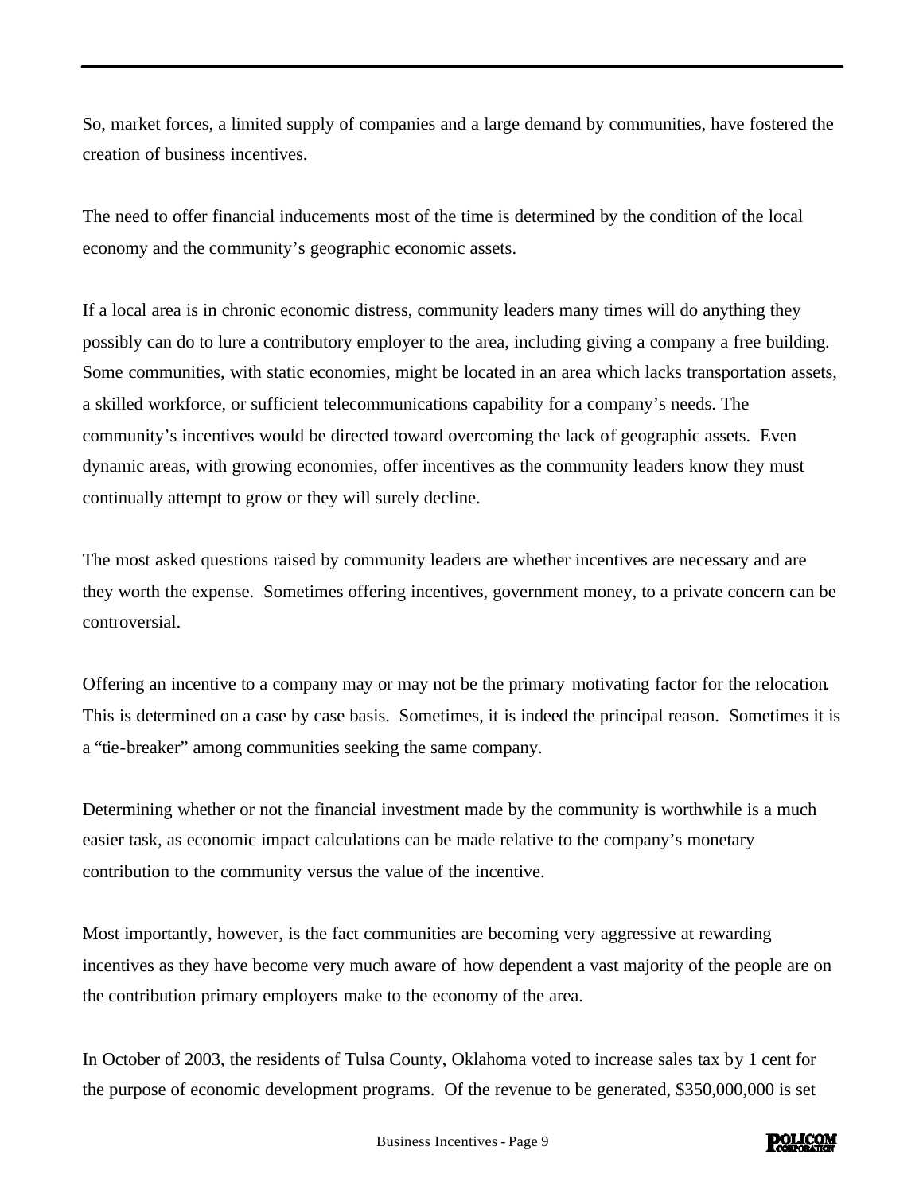So, market forces, a limited supply of companies and a large demand by communities, have fostered the creation of business incentives.

The need to offer financial inducements most of the time is determined by the condition of the local economy and the community's geographic economic assets.

If a local area is in chronic economic distress, community leaders many times will do anything they possibly can do to lure a contributory employer to the area, including giving a company a free building. Some communities, with static economies, might be located in an area which lacks transportation assets, a skilled workforce, or sufficient telecommunications capability for a company's needs. The community's incentives would be directed toward overcoming the lack of geographic assets. Even dynamic areas, with growing economies, offer incentives as the community leaders know they must continually attempt to grow or they will surely decline.

The most asked questions raised by community leaders are whether incentives are necessary and are they worth the expense. Sometimes offering incentives, government money, to a private concern can be controversial.

Offering an incentive to a company may or may not be the primary motivating factor for the relocation. This is determined on a case by case basis. Sometimes, it is indeed the principal reason. Sometimes it is a "tie-breaker" among communities seeking the same company.

Determining whether or not the financial investment made by the community is worthwhile is a much easier task, as economic impact calculations can be made relative to the company's monetary contribution to the community versus the value of the incentive.

Most importantly, however, is the fact communities are becoming very aggressive at rewarding incentives as they have become very much aware of how dependent a vast majority of the people are on the contribution primary employers make to the economy of the area.

In October of 2003, the residents of Tulsa County, Oklahoma voted to increase sales tax by 1 cent for the purpose of economic development programs. Of the revenue to be generated, $350,000,000 is set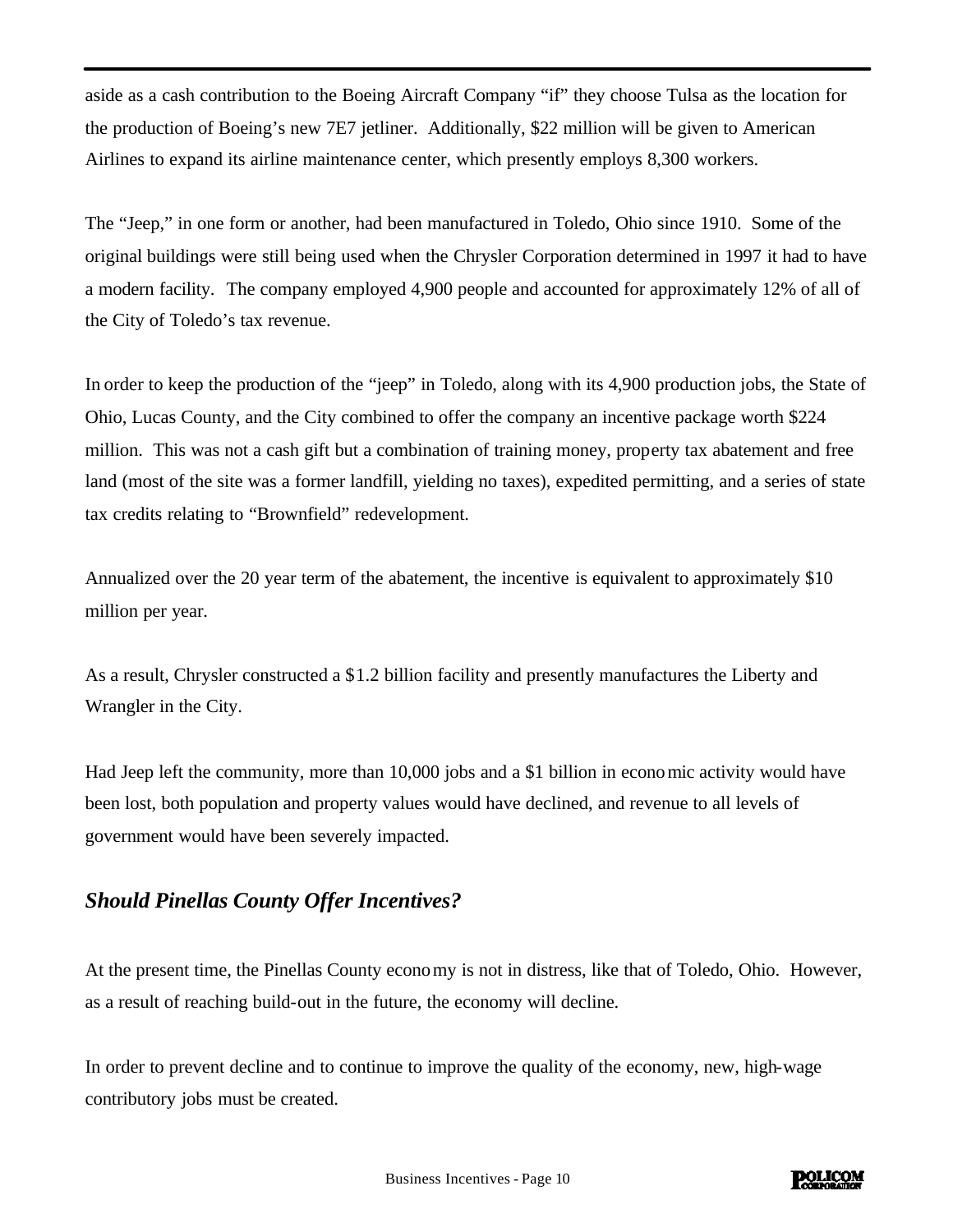aside as a cash contribution to the Boeing Aircraft Company "if" they choose Tulsa as the location for the production of Boeing's new 7E7 jetliner. Additionally, $22 million will be given to American Airlines to expand its airline maintenance center, which presently employs 8,300 workers.

The "Jeep," in one form or another, had been manufactured in Toledo, Ohio since 1910. Some of the original buildings were still being used when the Chrysler Corporation determined in 1997 it had to have a modern facility. The company employed 4,900 people and accounted for approximately 12% of all of the City of Toledo's tax revenue.

In order to keep the production of the "jeep" in Toledo, along with its 4,900 production jobs, the State of Ohio, Lucas County, and the City combined to offer the company an incentive package worth $224 million. This was not a cash gift but a combination of training money, property tax abatement and free land (most of the site was a former landfill, yielding no taxes), expedited permitting, and a series of state tax credits relating to "Brownfield" redevelopment.

Annualized over the 20 year term of the abatement, the incentive is equivalent to approximately $10 million per year.

As a result, Chrysler constructed a $1.2 billion facility and presently manufactures the Liberty and Wrangler in the City.

Had Jeep left the community, more than 10,000 jobs and a $1 billion in economic activity would have been lost, both population and property values would have declined, and revenue to all levels of government would have been severely impacted.

## *Should Pinellas County Offer Incentives?*

At the present time, the Pinellas County economy is not in distress, like that of Toledo, Ohio. However, as a result of reaching build-out in the future, the economy will decline.

In order to prevent decline and to continue to improve the quality of the economy, new, high-wage contributory jobs must be created.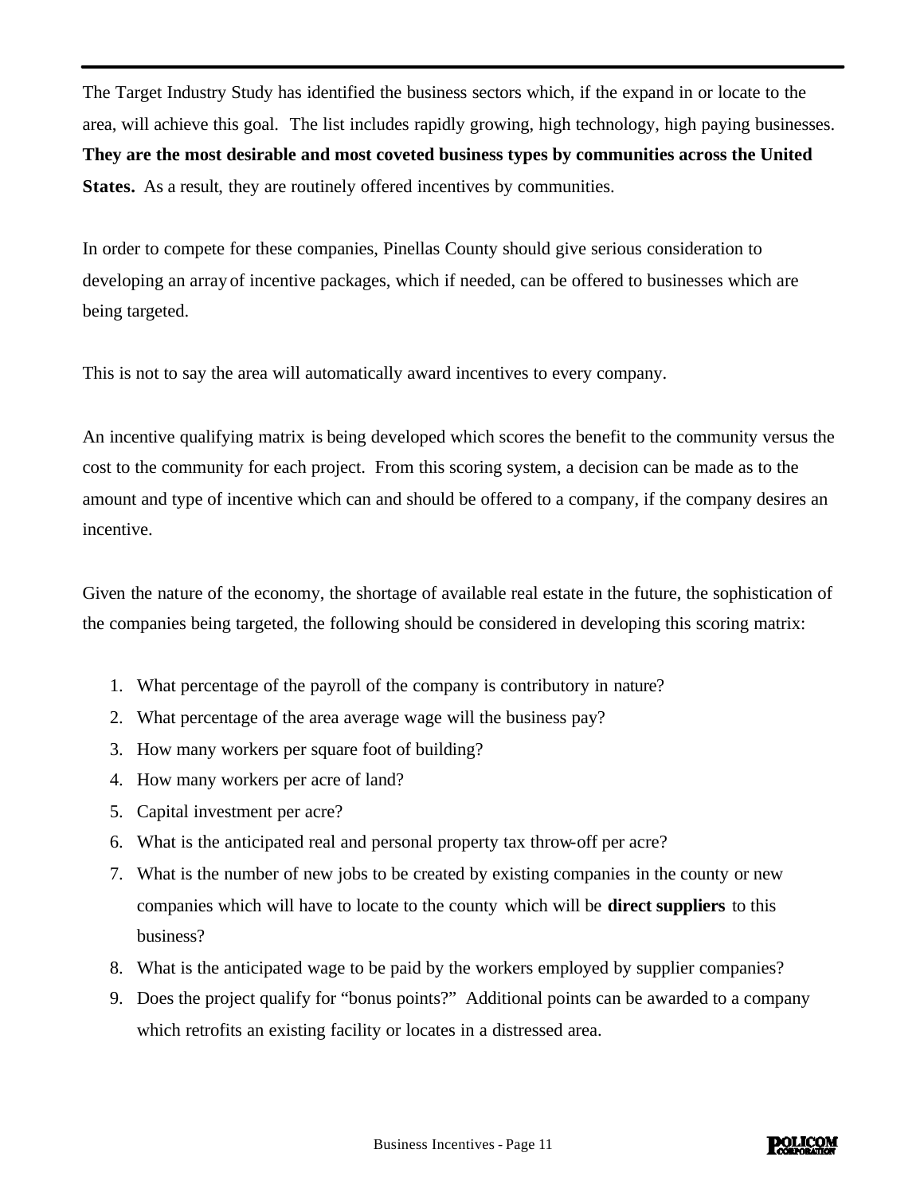The Target Industry Study has identified the business sectors which, if the expand in or locate to the area, will achieve this goal. The list includes rapidly growing, high technology, high paying businesses. **They are the most desirable and most coveted business types by communities across the United States.** As a result, they are routinely offered incentives by communities.

In order to compete for these companies, Pinellas County should give serious consideration to developing an array of incentive packages, which if needed, can be offered to businesses which are being targeted.

This is not to say the area will automatically award incentives to every company.

An incentive qualifying matrix is being developed which scores the benefit to the community versus the cost to the community for each project. From this scoring system, a decision can be made as to the amount and type of incentive which can and should be offered to a company, if the company desires an incentive.

Given the nature of the economy, the shortage of available real estate in the future, the sophistication of the companies being targeted, the following should be considered in developing this scoring matrix:

1. What percentage of the payroll of the company is contributory in nature?
2. What percentage of the area average wage will the business pay?
3. How many workers per square foot of building?
4. How many workers per acre of land?
5. Capital investment per acre?
6. What is the anticipated real and personal property tax throw-off per acre?
7. What is the number of new jobs to be created by existing companies in the county or new companies which will have to locate to the county which will be **direct suppliers** to this business?
8. What is the anticipated wage to be paid by the workers employed by supplier companies?
9. Does the project qualify for "bonus points?" Additional points can be awarded to a company which retrofits an existing facility or locates in a distressed area.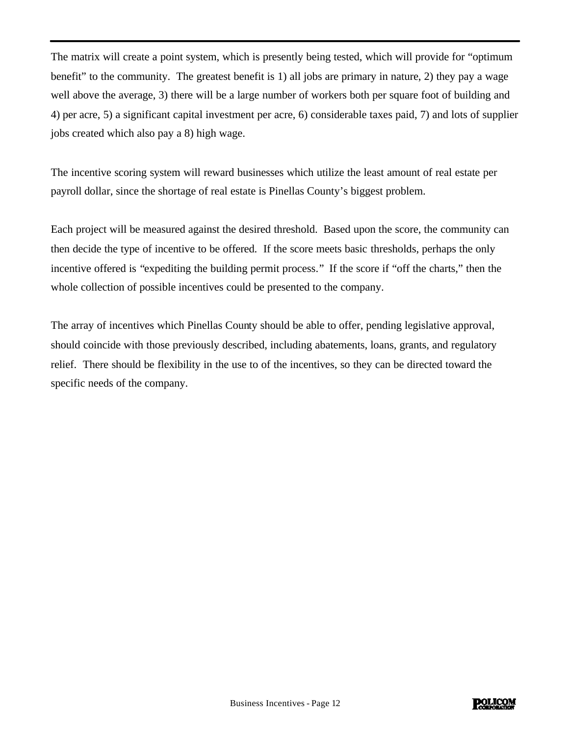The matrix will create a point system, which is presently being tested, which will provide for "optimum benefit" to the community. The greatest benefit is 1) all jobs are primary in nature, 2) they pay a wage well above the average, 3) there will be a large number of workers both per square foot of building and 4) per acre, 5) a significant capital investment per acre, 6) considerable taxes paid, 7) and lots of supplier jobs created which also pay a 8) high wage.

The incentive scoring system will reward businesses which utilize the least amount of real estate per payroll dollar, since the shortage of real estate is Pinellas County's biggest problem.

Each project will be measured against the desired threshold. Based upon the score, the community can then decide the type of incentive to be offered. If the score meets basic thresholds, perhaps the only incentive offered is "expediting the building permit process." If the score if "off the charts," then the whole collection of possible incentives could be presented to the company.

The array of incentives which Pinellas County should be able to offer, pending legislative approval, should coincide with those previously described, including abatements, loans, grants, and regulatory relief. There should be flexibility in the use to of the incentives, so they can be directed toward the specific needs of the company.